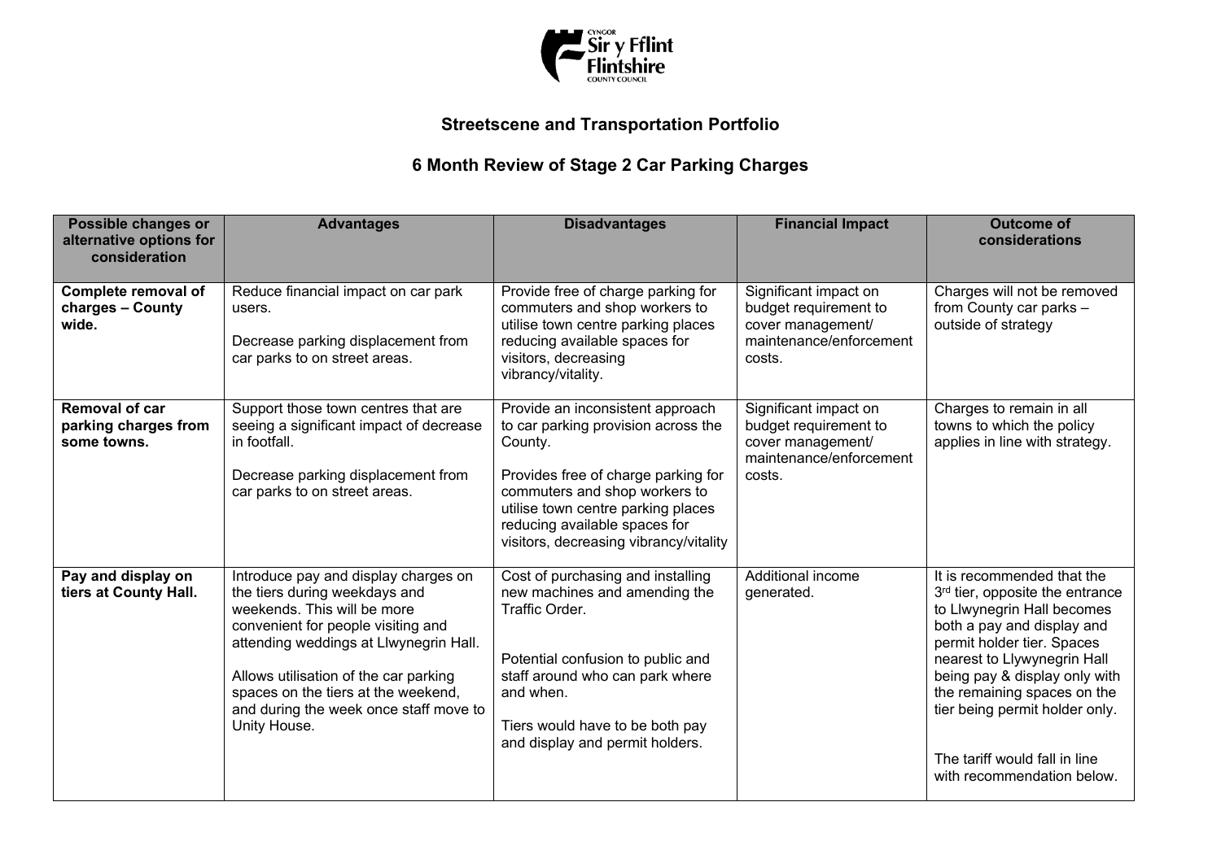## Streetscene and Transportation Portfolio

## 6 Month Review of Stage 2 Car Parking Charges

| Possible changes or alternative options for consideration | Advantages | Disadvantages | Financial Impact | Outcome of considerations |
|---|---|---|---|---|
| **Complete removal of charges – County wide.** | Reduce financial impact on car park users.<br><br>Decrease parking displacement from car parks to on street areas. | Provide free of charge parking for commuters and shop workers to utilise town centre parking places reducing available spaces for visitors, decreasing vibrancy/vitality. | Significant impact on budget requirement to cover management/ maintenance/enforcement costs. | Charges will not be removed from County car parks – outside of strategy |
| **Removal of car parking charges from some towns.** | Support those town centres that are seeing a significant impact of decrease in footfall.<br><br>Decrease parking displacement from car parks to on street areas. | Provide an inconsistent approach to car parking provision across the County.<br><br>Provides free of charge parking for commuters and shop workers to utilise town centre parking places reducing available spaces for visitors, decreasing vibrancy/vitality | Significant impact on budget requirement to cover management/ maintenance/enforcement costs. | Charges to remain in all towns to which the policy applies in line with strategy. |
| **Pay and display on tiers at County Hall.** | Introduce pay and display charges on the tiers during weekdays and weekends. This will be more convenient for people visiting and attending weddings at Llwynegrin Hall.<br><br>Allows utilisation of the car parking spaces on the tiers at the weekend, and during the week once staff move to Unity House. | Cost of purchasing and installing new machines and amending the Traffic Order.<br><br>Potential confusion to public and staff around who can park where and when.<br><br>Tiers would have to be both pay and display and permit holders. | Additional income generated. | It is recommended that the 3rd tier, opposite the entrance to Llwynegrin Hall becomes both a pay and display and permit holder tier. Spaces nearest to Llywynegrin Hall being pay & display only with the remaining spaces on the tier being permit holder only.<br><br>The tariff would fall in line with recommendation below. |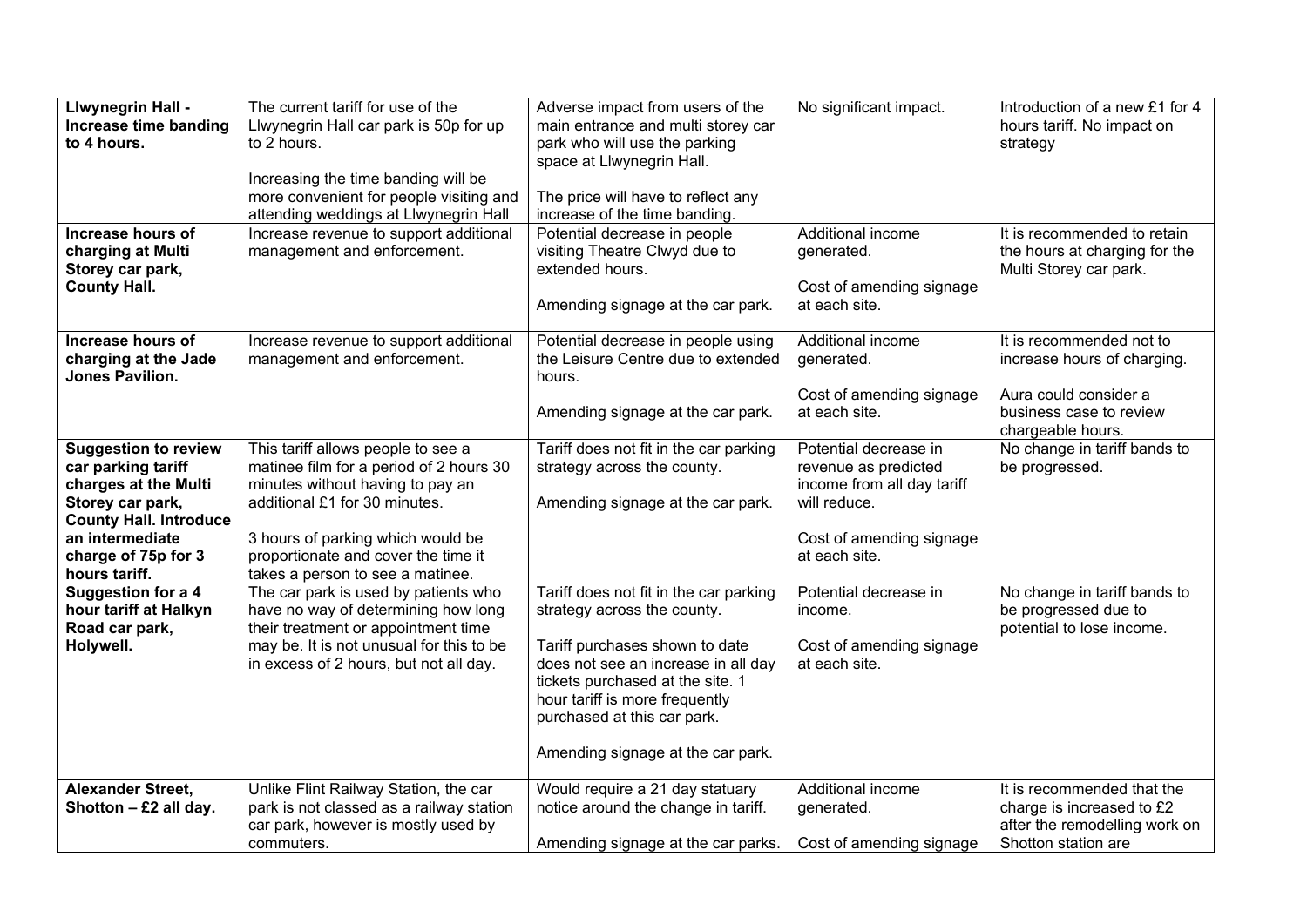| **Llwynegrin Hall - Increase time banding to 4 hours.** | The current tariff for use of the Llwynegrin Hall car park is 50p for up to 2 hours.<br><br>Increasing the time banding will be more convenient for people visiting and attending weddings at Llwynegrin Hall | Adverse impact from users of the main entrance and multi storey car park who will use the parking space at Llwynegrin Hall.<br><br>The price will have to reflect any increase of the time banding. | No significant impact. | Introduction of a new £1 for 4 hours tariff. No impact on strategy |
|---|---|---|---|---|
| **Increase hours of charging at Multi Storey car park, County Hall.** | Increase revenue to support additional management and enforcement. | Potential decrease in people visiting Theatre Clwyd due to extended hours.<br><br>Amending signage at the car park. | Additional income generated.<br><br>Cost of amending signage at each site. | It is recommended to retain the hours at charging for the Multi Storey car park. |
| **Increase hours of charging at the Jade Jones Pavilion.** | Increase revenue to support additional management and enforcement. | Potential decrease in people using the Leisure Centre due to extended hours.<br><br>Amending signage at the car park. | Additional income generated.<br><br>Cost of amending signage at each site. | It is recommended not to increase hours of charging.<br><br>Aura could consider a business case to review chargeable hours. |
| **Suggestion to review car parking tariff charges at the Multi Storey car park, County Hall. Introduce an intermediate charge of 75p for 3 hours tariff.** | This tariff allows people to see a matinee film for a period of 2 hours 30 minutes without having to pay an additional £1 for 30 minutes.<br><br>3 hours of parking which would be proportionate and cover the time it takes a person to see a matinee. | Tariff does not fit in the car parking strategy across the county.<br><br>Amending signage at the car park. | Potential decrease in revenue as predicted income from all day tariff will reduce.<br><br>Cost of amending signage at each site. | No change in tariff bands to be progressed. |
| **Suggestion for a 4 hour tariff at Halkyn Road car park, Holywell.** | The car park is used by patients who have no way of determining how long their treatment or appointment time may be. It is not unusual for this to be in excess of 2 hours, but not all day. | Tariff does not fit in the car parking strategy across the county.<br><br>Tariff purchases shown to date does not see an increase in all day tickets purchased at the site. 1 hour tariff is more frequently purchased at this car park.<br><br>Amending signage at the car park. | Potential decrease in income.<br><br>Cost of amending signage at each site. | No change in tariff bands to be progressed due to potential to lose income. |
| **Alexander Street, Shotton – £2 all day.** | Unlike Flint Railway Station, the car park is not classed as a railway station car park, however is mostly used by commuters. | Would require a 21 day statuary notice around the change in tariff.<br><br>Amending signage at the car parks. | Additional income generated.<br><br>Cost of amending signage | It is recommended that the charge is increased to £2 after the remodelling work on Shotton station are |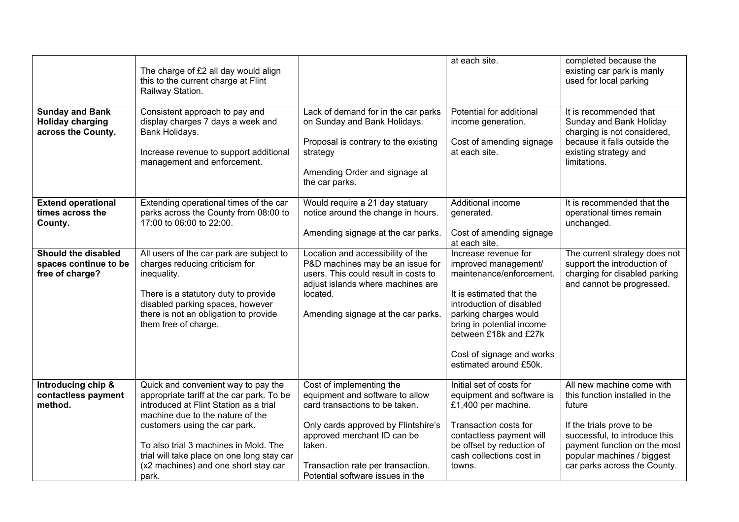| | | | | |
|---|---|---|---|---|
| | The charge of £2 all day would align this to the current charge at Flint Railway Station. | | at each site. | completed because the existing car park is manly used for local parking |
| **Sunday and Bank Holiday charging across the County.** | Consistent approach to pay and display charges 7 days a week and Bank Holidays.<br><br>Increase revenue to support additional management and enforcement. | Lack of demand for in the car parks on Sunday and Bank Holidays.<br><br>Proposal is contrary to the existing strategy<br><br>Amending Order and signage at the car parks. | Potential for additional income generation.<br><br>Cost of amending signage at each site. | It is recommended that Sunday and Bank Holiday charging is not considered, because it falls outside the existing strategy and limitations. |
| **Extend operational times across the County.** | Extending operational times of the car parks across the County from 08:00 to 17:00 to 06:00 to 22:00. | Would require a 21 day statuary notice around the change in hours.<br><br>Amending signage at the car parks. | Additional income generated.<br><br>Cost of amending signage at each site. | It is recommended that the operational times remain unchanged. |
| **Should the disabled spaces continue to be free of charge?** | All users of the car park are subject to charges reducing criticism for inequality.<br><br>There is a statutory duty to provide disabled parking spaces, however there is not an obligation to provide them free of charge. | Location and accessibility of the P&D machines may be an issue for users. This could result in costs to adjust islands where machines are located.<br><br>Amending signage at the car parks. | Increase revenue for improved management/ maintenance/enforcement.<br><br>It is estimated that the introduction of disabled parking charges would bring in potential income between £18k and £27k<br><br>Cost of signage and works estimated around £50k. | The current strategy does not support the introduction of charging for disabled parking and cannot be progressed. |
| **Introducing chip & contactless payment method.** | Quick and convenient way to pay the appropriate tariff at the car park. To be introduced at Flint Station as a trial machine due to the nature of the customers using the car park.<br><br>To also trial 3 machines in Mold. The trial will take place on one long stay car (x2 machines) and one short stay car park. | Cost of implementing the equipment and software to allow card transactions to be taken.<br><br>Only cards approved by Flintshire's approved merchant ID can be taken.<br><br>Transaction rate per transaction. Potential software issues in the | Initial set of costs for equipment and software is £1,400 per machine.<br><br>Transaction costs for contactless payment will be offset by reduction of cash collections cost in towns. | All new machine come with this function installed in the future<br><br>If the trials prove to be successful, to introduce this payment function on the most popular machines / biggest car parks across the County. |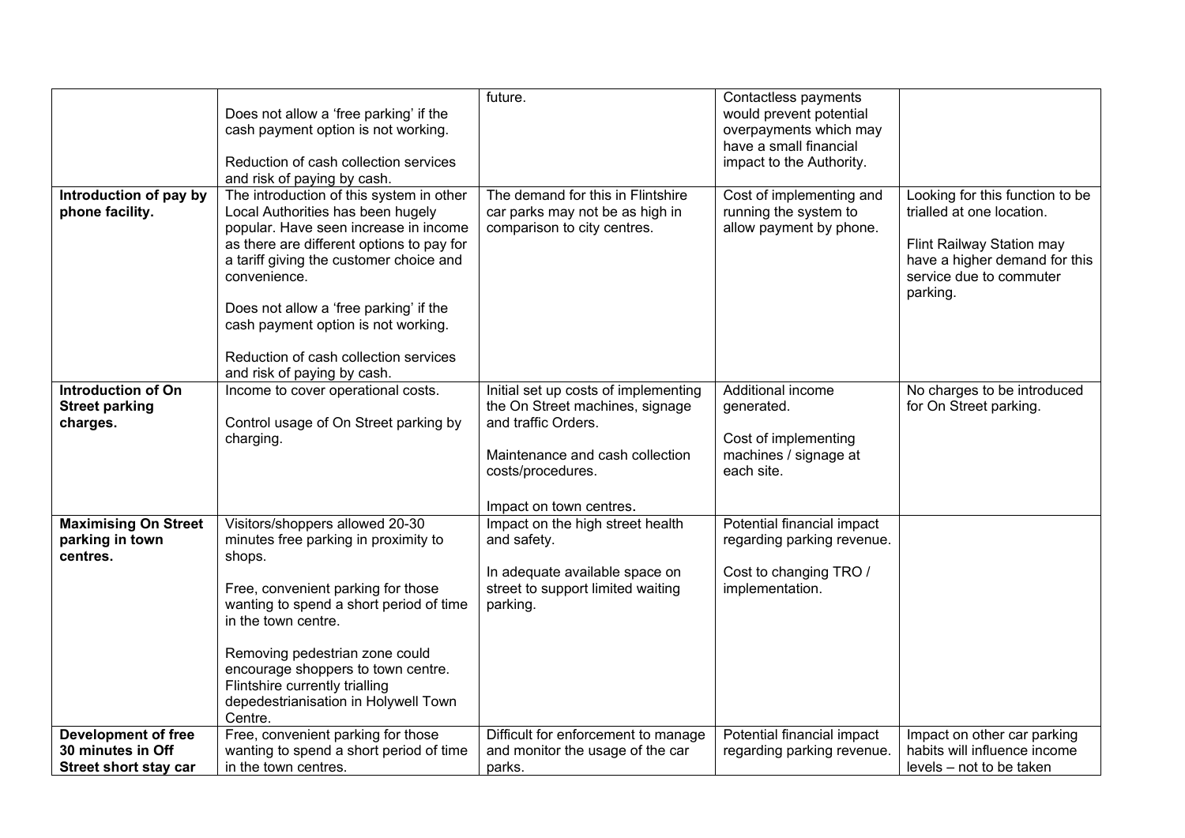| | | | | |
|---|---|---|---|---|
| | Does not allow a 'free parking' if the cash payment option is not working.<br><br>Reduction of cash collection services and risk of paying by cash. | future. | Contactless payments would prevent potential overpayments which may have a small financial impact to the Authority. | |
| **Introduction of pay by phone facility.** | The introduction of this system in other Local Authorities has been hugely popular. Have seen increase in income as there are different options to pay for a tariff giving the customer choice and convenience.<br><br>Does not allow a 'free parking' if the cash payment option is not working.<br><br>Reduction of cash collection services and risk of paying by cash. | The demand for this in Flintshire car parks may not be as high in comparison to city centres. | Cost of implementing and running the system to allow payment by phone. | Looking for this function to be trialled at one location.<br><br>Flint Railway Station may have a higher demand for this service due to commuter parking. |
| **Introduction of On Street parking charges.** | Income to cover operational costs.<br><br>Control usage of On Street parking by charging. | Initial set up costs of implementing the On Street machines, signage and traffic Orders.<br><br>Maintenance and cash collection costs/procedures.<br><br>Impact on town centres. | Additional income generated.<br><br>Cost of implementing machines / signage at each site. | No charges to be introduced for On Street parking. |
| **Maximising On Street parking in town centres.** | Visitors/shoppers allowed 20-30 minutes free parking in proximity to shops.<br><br>Free, convenient parking for those wanting to spend a short period of time in the town centre.<br><br>Removing pedestrian zone could encourage shoppers to town centre. Flintshire currently trialling depedestrianisation in Holywell Town Centre. | Impact on the high street health and safety.<br><br>In adequate available space on street to support limited waiting parking. | Potential financial impact regarding parking revenue.<br><br>Cost to changing TRO / implementation. | |
| **Development of free 30 minutes in Off Street short stay car** | Free, convenient parking for those wanting to spend a short period of time in the town centres. | Difficult for enforcement to manage and monitor the usage of the car parks. | Potential financial impact regarding parking revenue. | Impact on other car parking habits will influence income levels – not to be taken |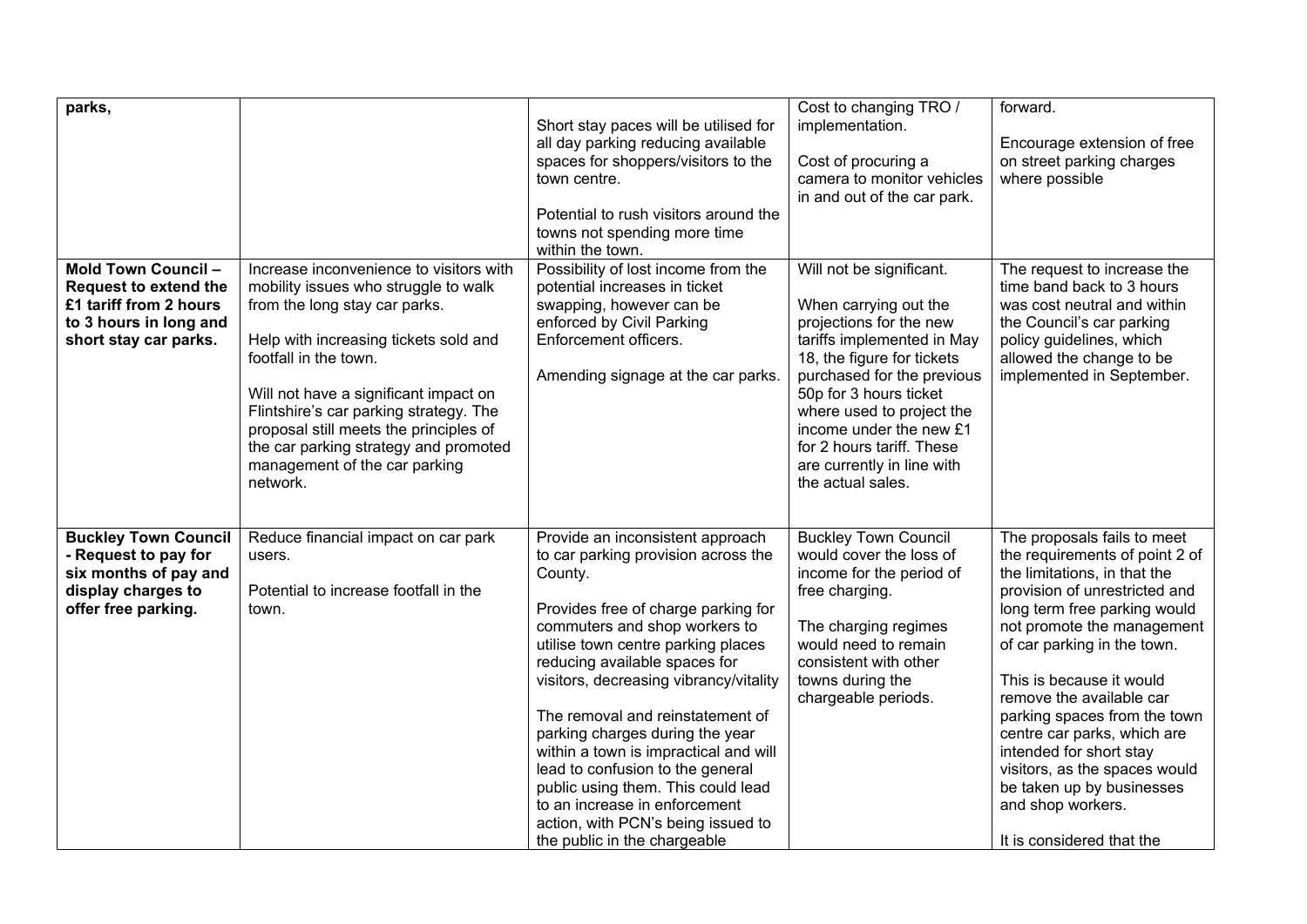| | | | | |
|---|---|---|---|---|
| **parks,** | | Short stay paces will be utilised for all day parking reducing available spaces for shoppers/visitors to the town centre.<br><br>Potential to rush visitors around the towns not spending more time within the town. | Cost to changing TRO / implementation.<br><br>Cost of procuring a camera to monitor vehicles in and out of the car park. | forward.<br><br>Encourage extension of free on street parking charges where possible |
| **Mold Town Council – Request to extend the £1 tariff from 2 hours to 3 hours in long and short stay car parks.** | Increase inconvenience to visitors with mobility issues who struggle to walk from the long stay car parks.<br><br>Help with increasing tickets sold and footfall in the town.<br><br>Will not have a significant impact on Flintshire's car parking strategy. The proposal still meets the principles of the car parking strategy and promoted management of the car parking network. | Possibility of lost income from the potential increases in ticket swapping, however can be enforced by Civil Parking Enforcement officers.<br><br>Amending signage at the car parks. | Will not be significant.<br><br>When carrying out the projections for the new tariffs implemented in May 18, the figure for tickets purchased for the previous 50p for 3 hours ticket where used to project the income under the new £1 for 2 hours tariff. These are currently in line with the actual sales. | The request to increase the time band back to 3 hours was cost neutral and within the Council's car parking policy guidelines, which allowed the change to be implemented in September. |
| **Buckley Town Council - Request to pay for six months of pay and display charges to offer free parking.** | Reduce financial impact on car park users.<br><br>Potential to increase footfall in the town. | Provide an inconsistent approach to car parking provision across the County.<br><br>Provides free of charge parking for commuters and shop workers to utilise town centre parking places reducing available spaces for visitors, decreasing vibrancy/vitality<br><br>The removal and reinstatement of parking charges during the year within a town is impractical and will lead to confusion to the general public using them. This could lead to an increase in enforcement action, with PCN's being issued to the public in the chargeable | Buckley Town Council would cover the loss of income for the period of free charging.<br><br>The charging regimes would need to remain consistent with other towns during the chargeable periods. | The proposals fails to meet the requirements of point 2 of the limitations, in that the provision of unrestricted and long term free parking would not promote the management of car parking in the town.<br><br>This is because it would remove the available car parking spaces from the town centre car parks, which are intended for short stay visitors, as the spaces would be taken up by businesses and shop workers.<br><br>It is considered that the |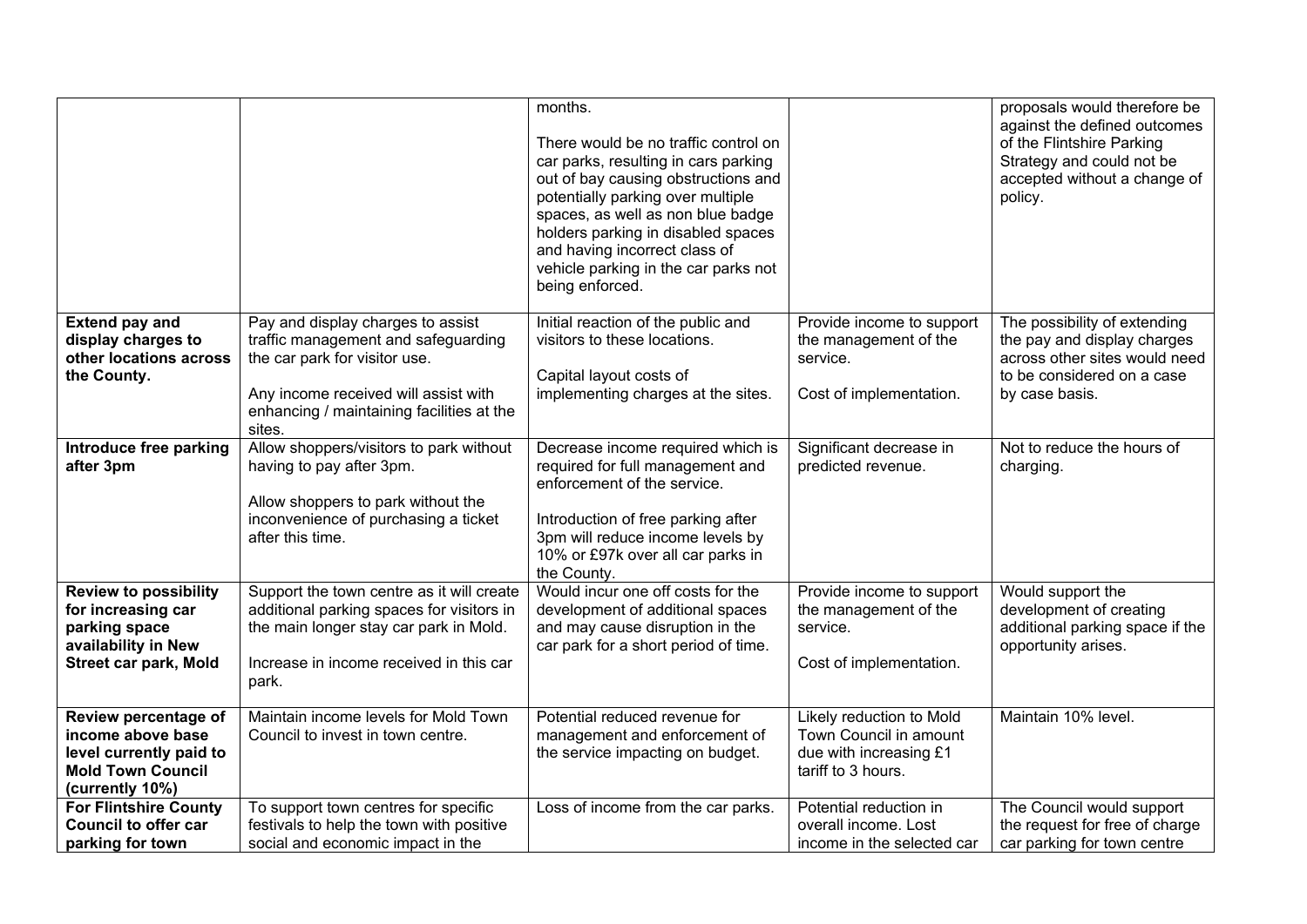| | | months.<br><br>There would be no traffic control on car parks, resulting in cars parking out of bay causing obstructions and potentially parking over multiple spaces, as well as non blue badge holders parking in disabled spaces and having incorrect class of vehicle parking in the car parks not being enforced. | | proposals would therefore be against the defined outcomes of the Flintshire Parking Strategy and could not be accepted without a change of policy. |
|---|---|---|---|---|
| **Extend pay and display charges to other locations across the County.** | Pay and display charges to assist traffic management and safeguarding the car park for visitor use.<br><br>Any income received will assist with enhancing / maintaining facilities at the sites. | Initial reaction of the public and visitors to these locations.<br><br>Capital layout costs of implementing charges at the sites. | Provide income to support the management of the service.<br><br>Cost of implementation. | The possibility of extending the pay and display charges across other sites would need to be considered on a case by case basis. |
| **Introduce free parking after 3pm** | Allow shoppers/visitors to park without having to pay after 3pm.<br><br>Allow shoppers to park without the inconvenience of purchasing a ticket after this time. | Decrease income required which is required for full management and enforcement of the service.<br><br>Introduction of free parking after 3pm will reduce income levels by 10% or £97k over all car parks in the County. | Significant decrease in predicted revenue. | Not to reduce the hours of charging. |
| **Review to possibility for increasing car parking space availability in New Street car park, Mold** | Support the town centre as it will create additional parking spaces for visitors in the main longer stay car park in Mold.<br><br>Increase in income received in this car park. | Would incur one off costs for the development of additional spaces and may cause disruption in the car park for a short period of time. | Provide income to support the management of the service.<br><br>Cost of implementation. | Would support the development of creating additional parking space if the opportunity arises. |
| **Review percentage of income above base level currently paid to Mold Town Council (currently 10%)** | Maintain income levels for Mold Town Council to invest in town centre. | Potential reduced revenue for management and enforcement of the service impacting on budget. | Likely reduction to Mold Town Council in amount due with increasing £1 tariff to 3 hours. | Maintain 10% level. |
| **For Flintshire County Council to offer car parking for town** | To support town centres for specific festivals to help the town with positive social and economic impact in the | Loss of income from the car parks. | Potential reduction in overall income. Lost income in the selected car | The Council would support the request for free of charge car parking for town centre |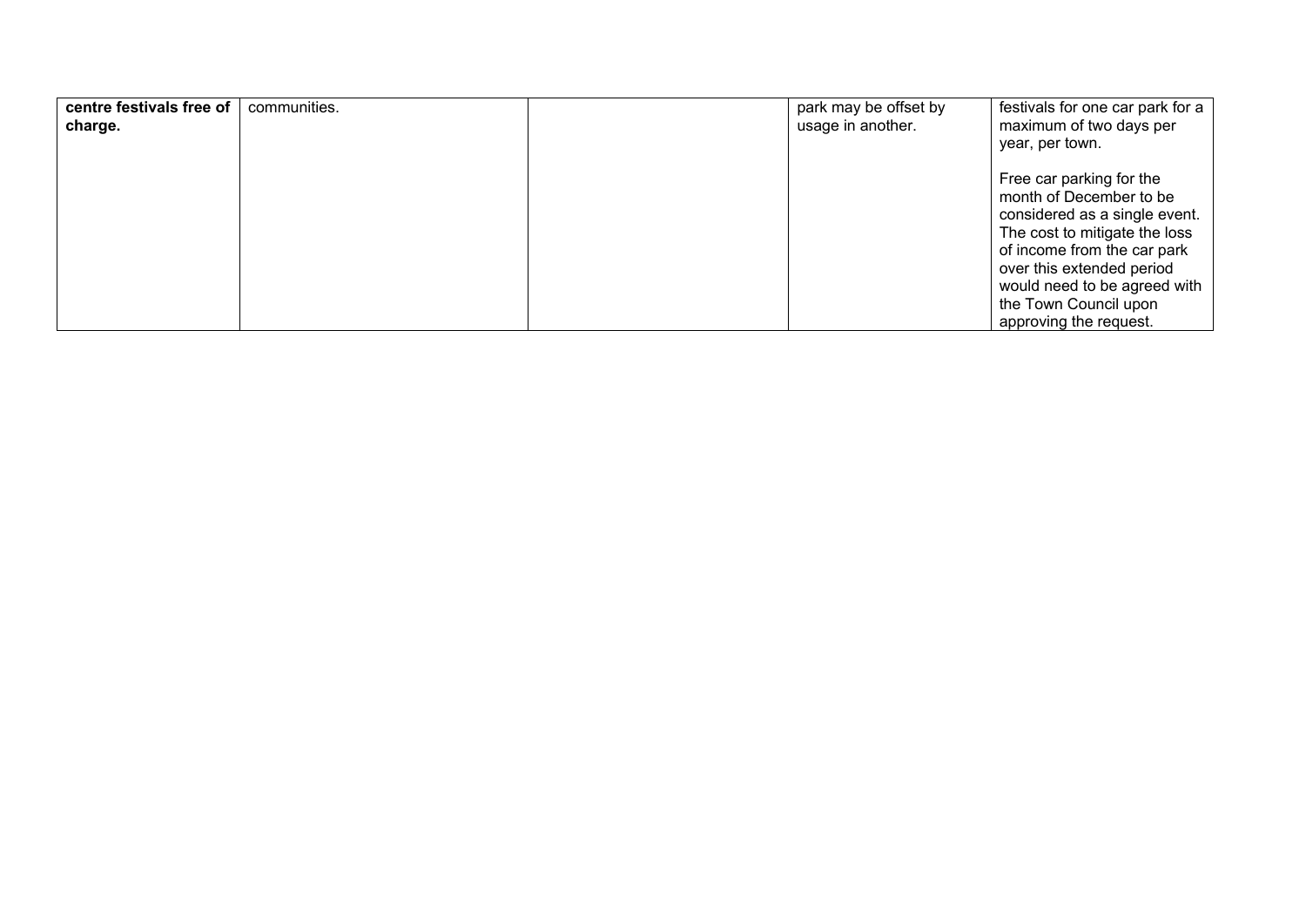| | | | | |
|---|---|---|---|---|
| **centre festivals free of charge.** | communities. | | park may be offset by usage in another. | festivals for one car park for a maximum of two days per year, per town.<br><br>Free car parking for the month of December to be considered as a single event. The cost to mitigate the loss of income from the car park over this extended period would need to be agreed with the Town Council upon approving the request. |